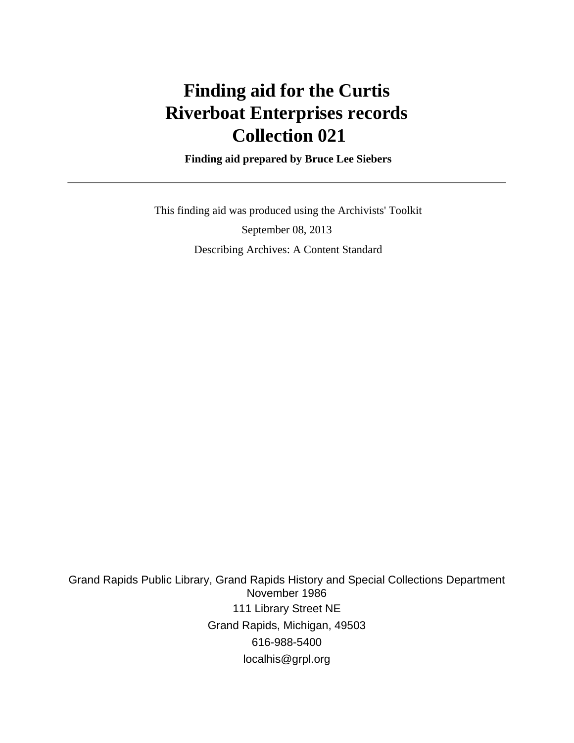# Finding aid for the Curtis Riverboat Enterprises records Collection 021

**Finding aid prepared by Bruce Lee Siebers**

---

This finding aid was produced using the Archivists' Toolkit

September 08, 2013

Describing Archives: A Content Standard

Grand Rapids Public Library, Grand Rapids History and Special Collections Department
November 1986
111 Library Street NE
Grand Rapids, Michigan, 49503
616-988-5400
localhis@grpl.org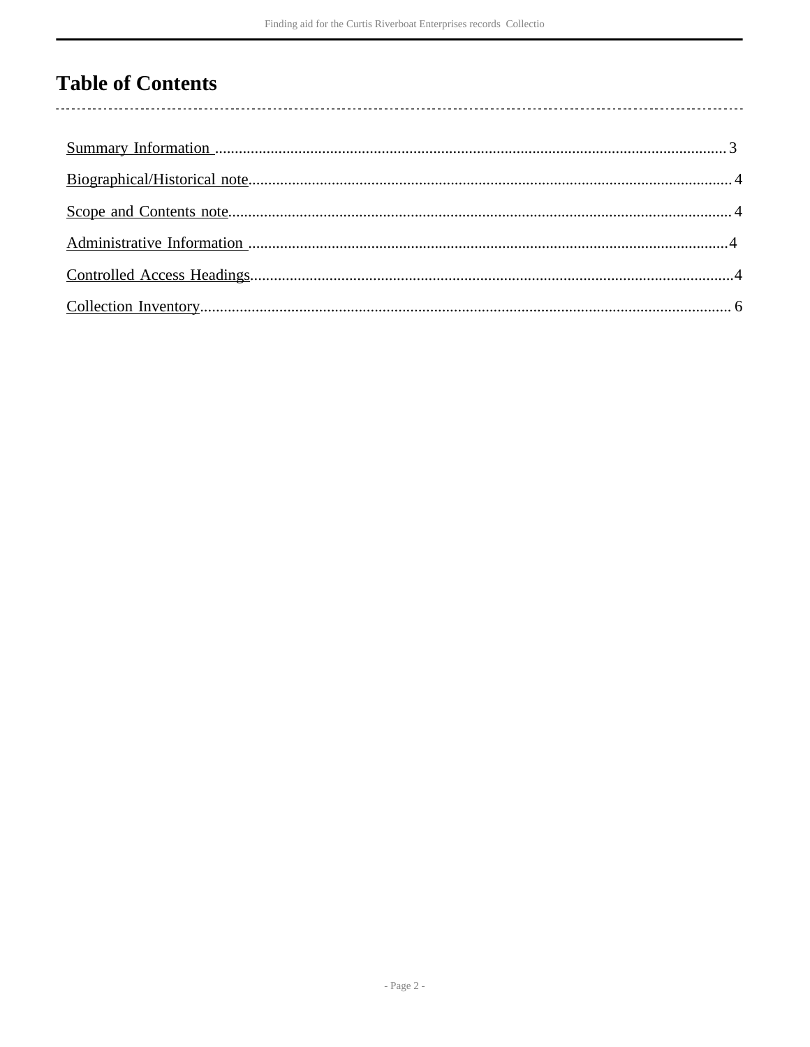# Table of Contents

Summary Information ........................................................................ 3

Biographical/Historical note................................................................ 4

Scope and Contents note.................................................................... 4

Administrative Information .................................................................. 4

Controlled Access Headings................................................................ 4

Collection Inventory............................................................................ 6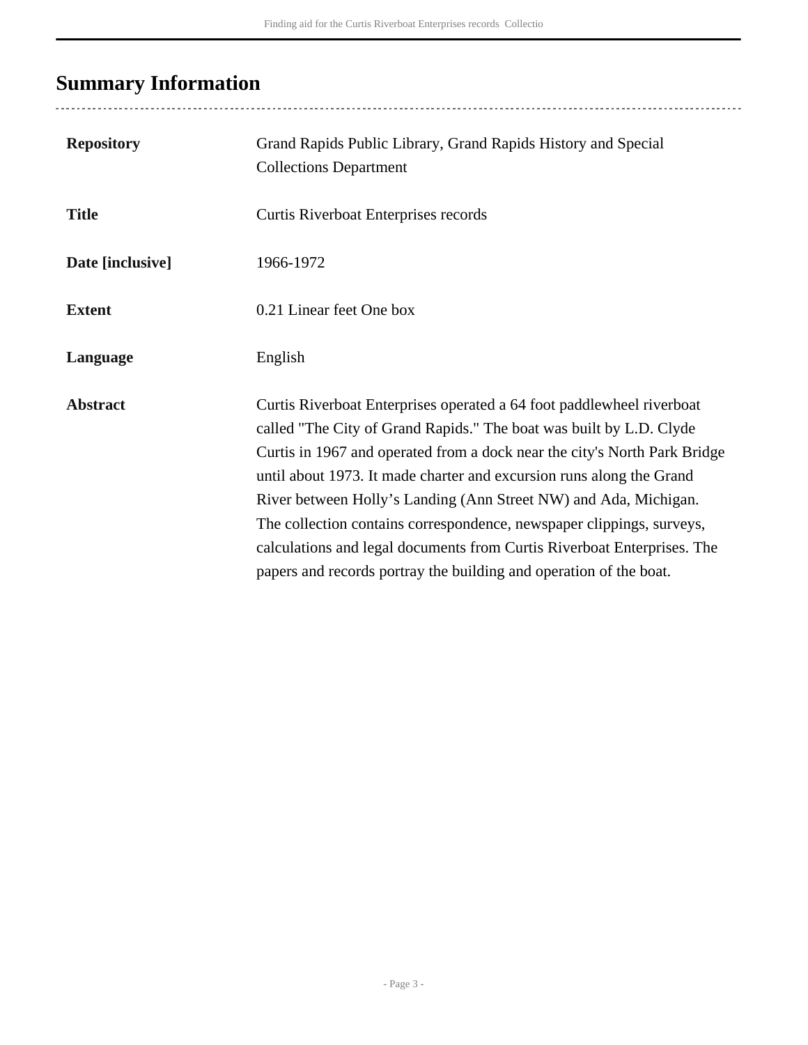## Summary Information

| | |
|---|---|
| **Repository** | Grand Rapids Public Library, Grand Rapids History and Special Collections Department |
| **Title** | Curtis Riverboat Enterprises records |
| **Date [inclusive]** | 1966-1972 |
| **Extent** | 0.21 Linear feet One box |
| **Language** | English |
| **Abstract** | Curtis Riverboat Enterprises operated a 64 foot paddlewheel riverboat called "The City of Grand Rapids." The boat was built by L.D. Clyde Curtis in 1967 and operated from a dock near the city's North Park Bridge until about 1973. It made charter and excursion runs along the Grand River between Holly's Landing (Ann Street NW) and Ada, Michigan. The collection contains correspondence, newspaper clippings, surveys, calculations and legal documents from Curtis Riverboat Enterprises. The papers and records portray the building and operation of the boat. |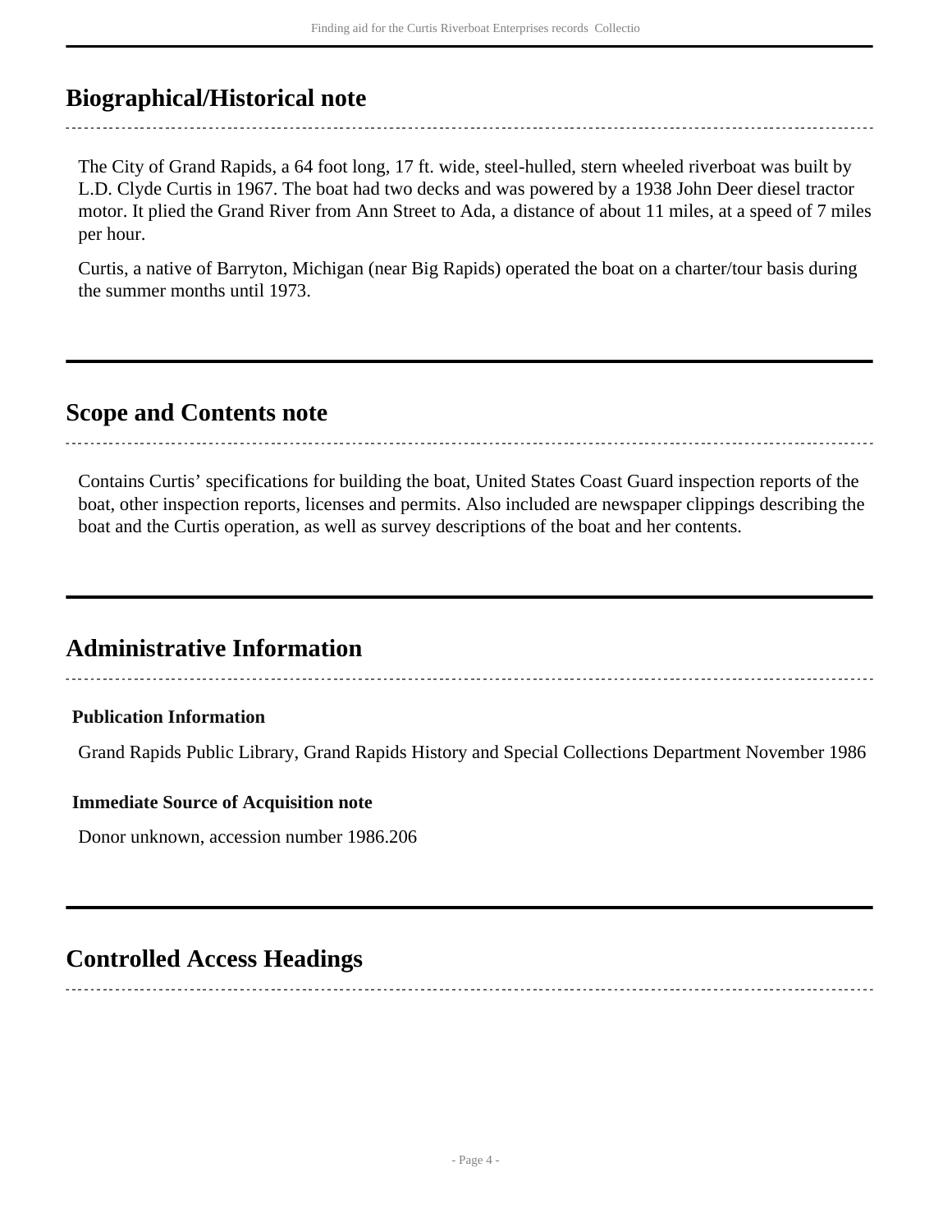## Biographical/Historical note

The City of Grand Rapids, a 64 foot long, 17 ft. wide, steel-hulled, stern wheeled riverboat was built by L.D. Clyde Curtis in 1967. The boat had two decks and was powered by a 1938 John Deer diesel tractor motor. It plied the Grand River from Ann Street to Ada, a distance of about 11 miles, at a speed of 7 miles per hour.

Curtis, a native of Barryton, Michigan (near Big Rapids) operated the boat on a charter/tour basis during the summer months until 1973.

## Scope and Contents note

Contains Curtis' specifications for building the boat, United States Coast Guard inspection reports of the boat, other inspection reports, licenses and permits. Also included are newspaper clippings describing the boat and the Curtis operation, as well as survey descriptions of the boat and her contents.

## Administrative Information

### Publication Information

Grand Rapids Public Library, Grand Rapids History and Special Collections Department November 1986

### Immediate Source of Acquisition note

Donor unknown, accession number 1986.206

## Controlled Access Headings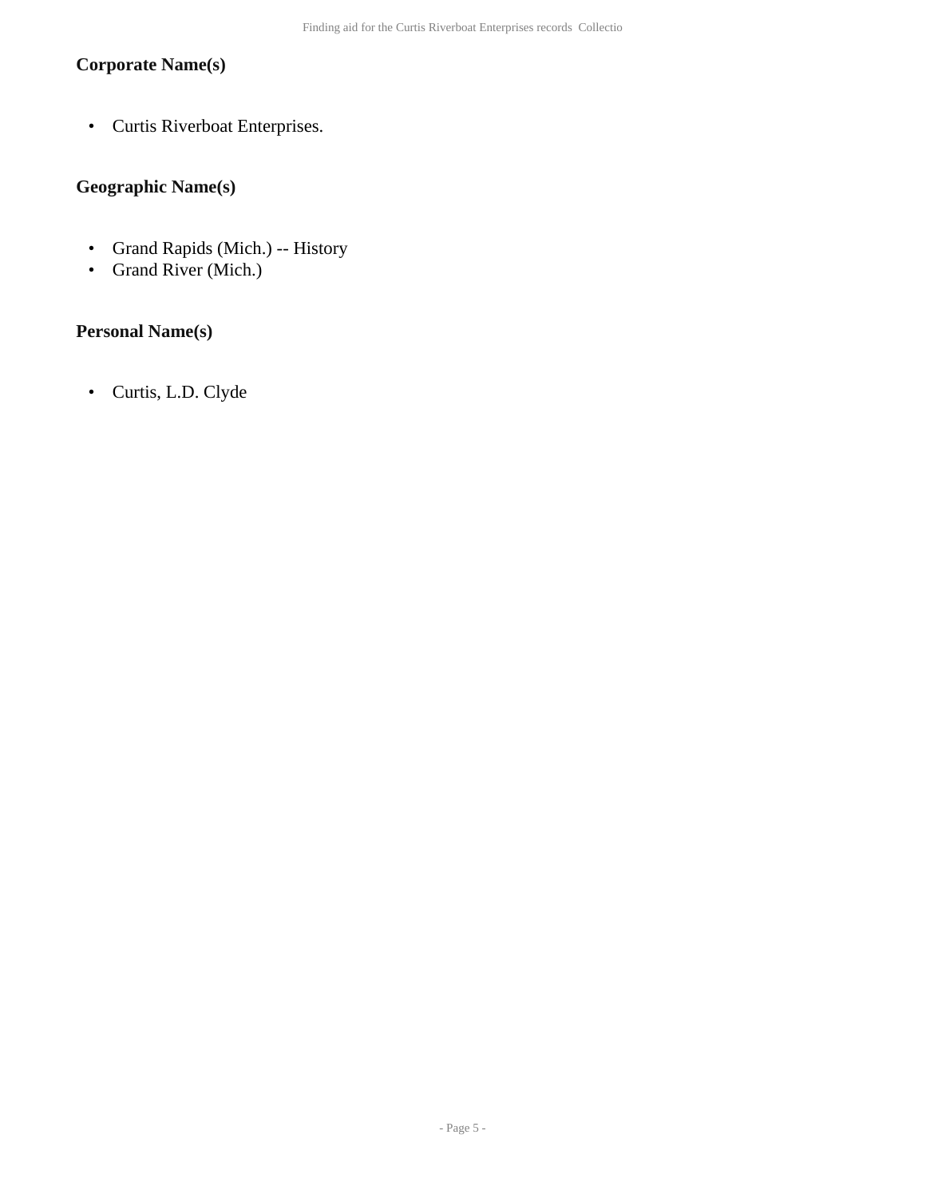### Corporate Name(s)

- Curtis Riverboat Enterprises.

### Geographic Name(s)

- Grand Rapids (Mich.) -- History
- Grand River (Mich.)

### Personal Name(s)

- Curtis, L.D. Clyde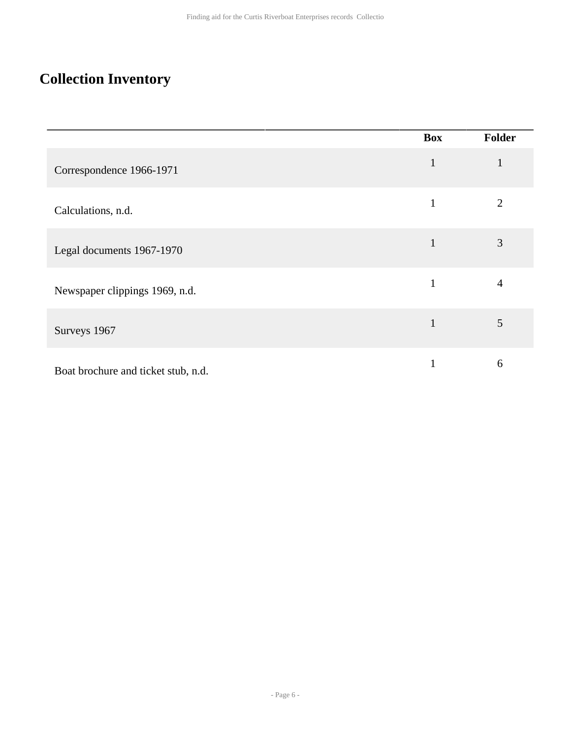## Collection Inventory

| | Box | Folder |
|---|---|---|
| Correspondence 1966-1971 | 1 | 1 |
| Calculations, n.d. | 1 | 2 |
| Legal documents 1967-1970 | 1 | 3 |
| Newspaper clippings 1969, n.d. | 1 | 4 |
| Surveys 1967 | 1 | 5 |
| Boat brochure and ticket stub, n.d. | 1 | 6 |